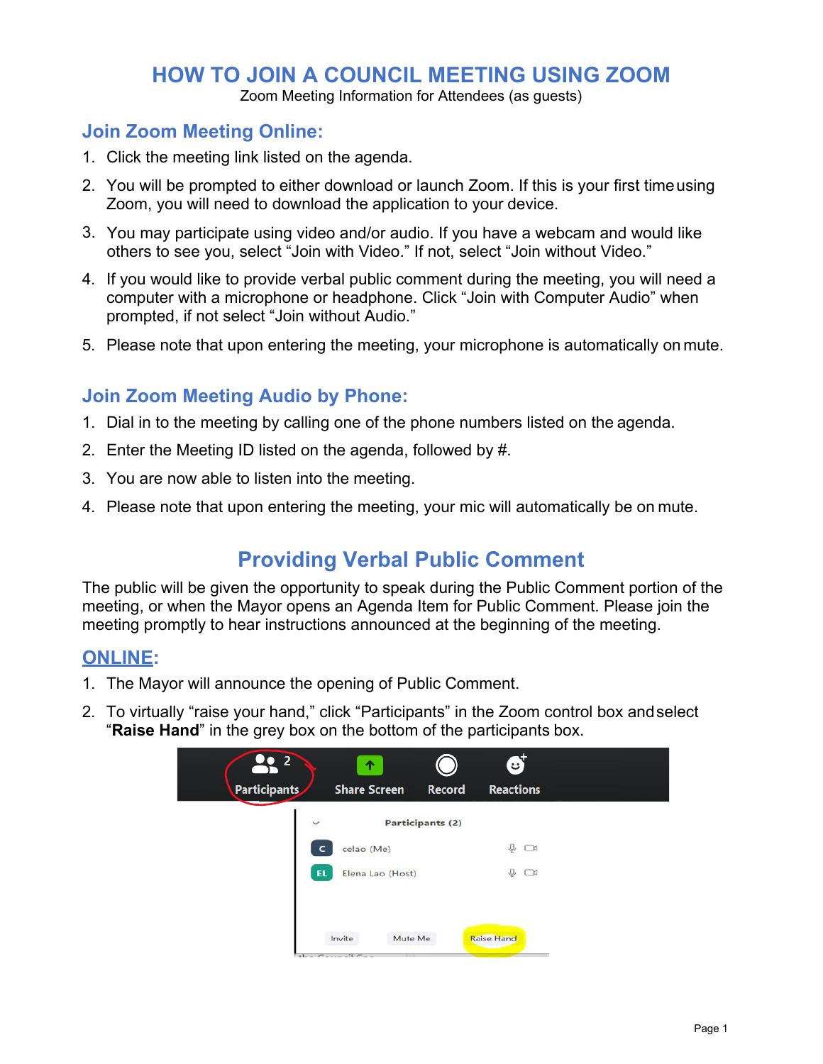# HOW TO JOIN A COUNCIL MEETING USING ZOOM

Zoom Meeting Information for Attendees (as guests)

## Join Zoom Meeting Online:

1. Click the meeting link listed on the agenda.
2. You will be prompted to either download or launch Zoom. If this is your first time using Zoom, you will need to download the application to your device.
3. You may participate using video and/or audio. If you have a webcam and would like others to see you, select "Join with Video." If not, select "Join without Video."
4. If you would like to provide verbal public comment during the meeting, you will need a computer with a microphone or headphone. Click "Join with Computer Audio" when prompted, if not select "Join without Audio."
5. Please note that upon entering the meeting, your microphone is automatically on mute.

## Join Zoom Meeting Audio by Phone:

1. Dial in to the meeting by calling one of the phone numbers listed on the agenda.
2. Enter the Meeting ID listed on the agenda, followed by #.
3. You are now able to listen into the meeting.
4. Please note that upon entering the meeting, your mic will automatically be on mute.

# Providing Verbal Public Comment

The public will be given the opportunity to speak during the Public Comment portion of the meeting, or when the Mayor opens an Agenda Item for Public Comment. Please join the meeting promptly to hear instructions announced at the beginning of the meeting.

## ONLINE:

1. The Mayor will announce the opening of Public Comment.
2. To virtually "raise your hand," click "Participants" in the Zoom control box and select "**Raise Hand**" in the grey box on the bottom of the participants box.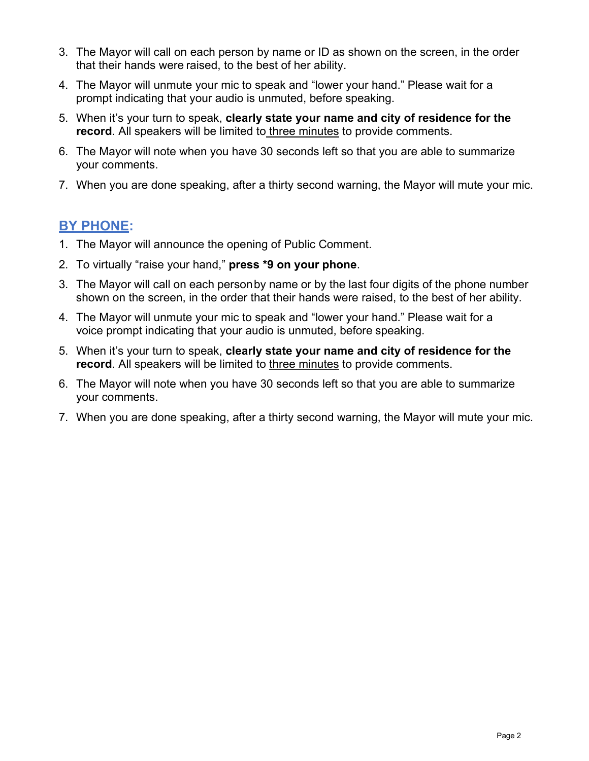3. The Mayor will call on each person by name or ID as shown on the screen, in the order that their hands were raised, to the best of her ability.
4. The Mayor will unmute your mic to speak and "lower your hand." Please wait for a prompt indicating that your audio is unmuted, before speaking.
5. When it's your turn to speak, **clearly state your name and city of residence for the record**. All speakers will be limited to <u>three minutes</u> to provide comments.
6. The Mayor will note when you have 30 seconds left so that you are able to summarize your comments.
7. When you are done speaking, after a thirty second warning, the Mayor will mute your mic.

## BY PHONE:

1. The Mayor will announce the opening of Public Comment.
2. To virtually "raise your hand," **press *9 on your phone**.
3. The Mayor will call on each person by name or by the last four digits of the phone number shown on the screen, in the order that their hands were raised, to the best of her ability.
4. The Mayor will unmute your mic to speak and "lower your hand." Please wait for a voice prompt indicating that your audio is unmuted, before speaking.
5. When it's your turn to speak, **clearly state your name and city of residence for the record**. All speakers will be limited to <u>three minutes</u> to provide comments.
6. The Mayor will note when you have 30 seconds left so that you are able to summarize your comments.
7. When you are done speaking, after a thirty second warning, the Mayor will mute your mic.